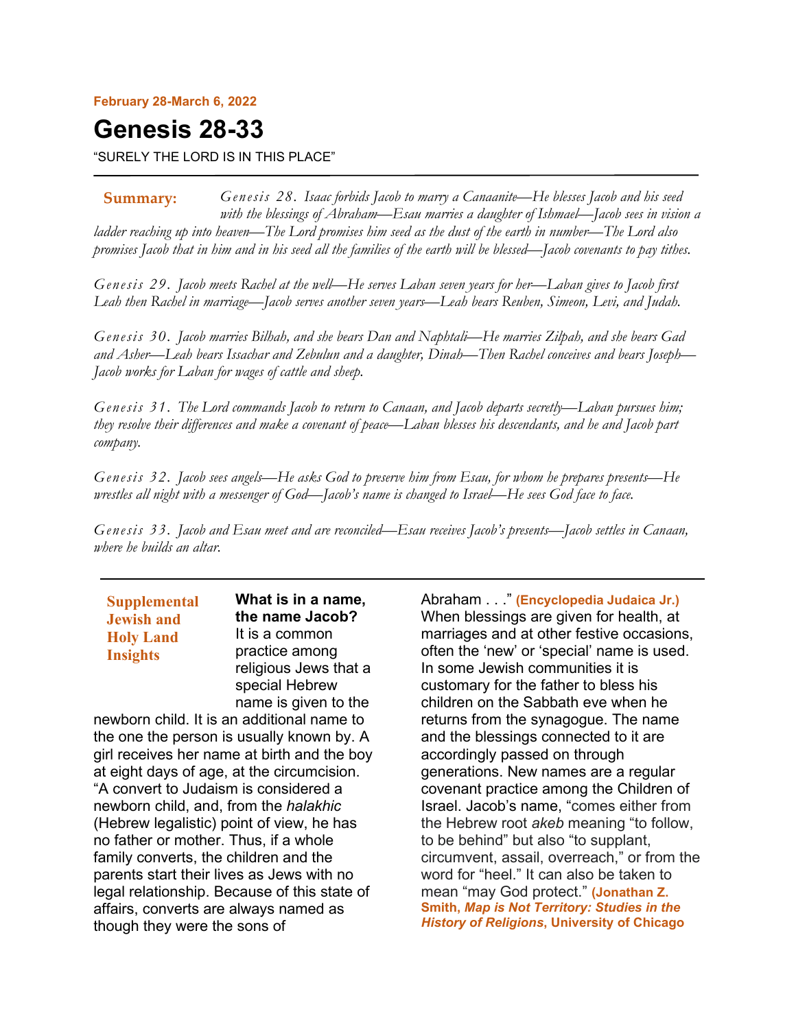**February 28-March 6, 2022**

# Genesis 28-33

"SURELY THE LORD IS IN THIS PLACE"

**Summary:** *Genesis 28. Isaac forbids Jacob to marry a Canaanite—He blesses Jacob and his seed with the blessings of Abraham—Esau marries a daughter of Ishmael—Jacob sees in vision a ladder reaching up into heaven—The Lord promises him seed as the dust of the earth in number—The Lord also promises Jacob that in him and in his seed all the families of the earth will be blessed—Jacob covenants to pay tithes.*

*Genesis 29. Jacob meets Rachel at the well—He serves Laban seven years for her—Laban gives to Jacob first Leah then Rachel in marriage—Jacob serves another seven years—Leah bears Reuben, Simeon, Levi, and Judah.*

*Genesis 30. Jacob marries Bilhah, and she bears Dan and Naphtali—He marries Zilpah, and she bears Gad and Asher—Leah bears Issachar and Zebulun and a daughter, Dinah—Then Rachel conceives and bears Joseph—Jacob works for Laban for wages of cattle and sheep.*

*Genesis 31. The Lord commands Jacob to return to Canaan, and Jacob departs secretly—Laban pursues him; they resolve their differences and make a covenant of peace—Laban blesses his descendants, and he and Jacob part company.*

*Genesis 32. Jacob sees angels—He asks God to preserve him from Esau, for whom he prepares presents—He wrestles all night with a messenger of God—Jacob's name is changed to Israel—He sees God face to face.*

*Genesis 33. Jacob and Esau meet and are reconciled—Esau receives Jacob's presents—Jacob settles in Canaan, where he builds an altar.*

---

## Supplemental Jewish and Holy Land Insights

**What is in a name, the name Jacob?** It is a common practice among religious Jews that a special Hebrew name is given to the newborn child. It is an additional name to the one the person is usually known by. A girl receives her name at birth and the boy at eight days of age, at the circumcision. "A convert to Judaism is considered a newborn child, and, from the *halakhic* (Hebrew legalistic) point of view, he has no father or mother. Thus, if a whole family converts, the children and the parents start their lives as Jews with no legal relationship. Because of this state of affairs, converts are always named as though they were the sons of Abraham . . ." **(Encyclopedia Judaica Jr.)** When blessings are given for health, at marriages and at other festive occasions, often the 'new' or 'special' name is used. In some Jewish communities it is customary for the father to bless his children on the Sabbath eve when he returns from the synagogue. The name and the blessings connected to it are accordingly passed on through generations. New names are a regular covenant practice among the Children of Israel. Jacob's name, "comes either from the Hebrew root *akeb* meaning "to follow, to be behind" but also "to supplant, circumvent, assail, overreach," or from the word for "heel." It can also be taken to mean "may God protect." **(Jonathan Z. Smith, *Map is Not Territory: Studies in the History of Religions*, University of Chicago**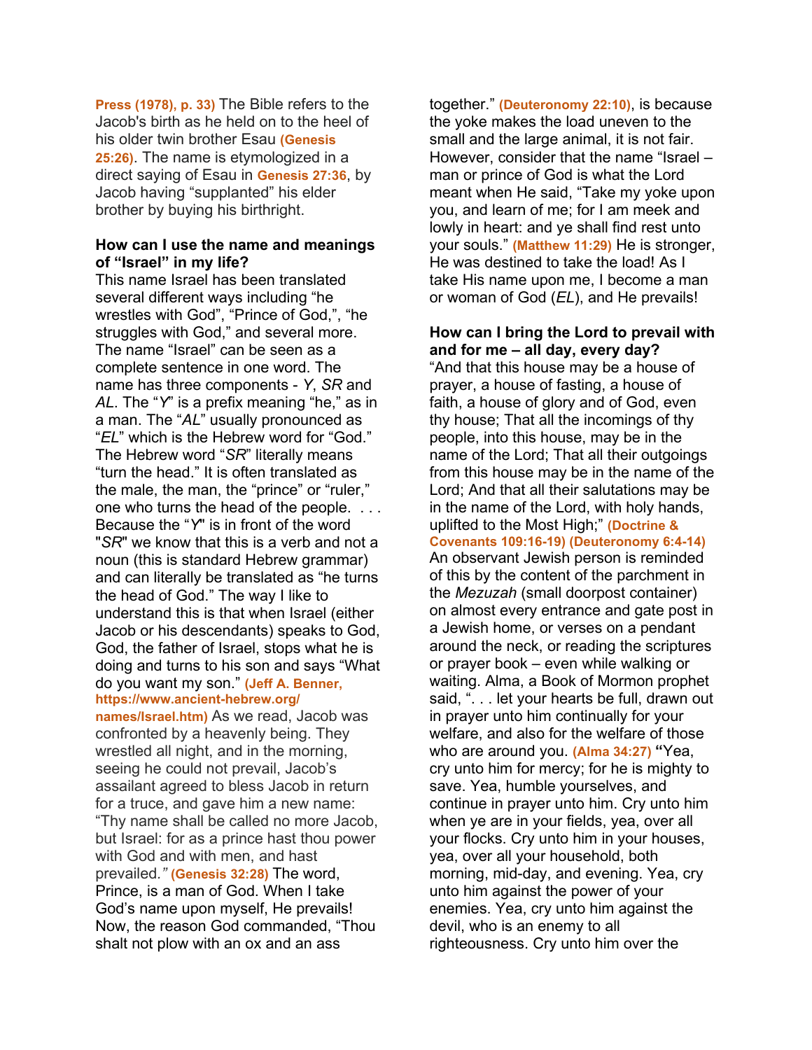**Press (1978), p. 33)** The Bible refers to the Jacob's birth as he held on to the heel of his older twin brother Esau **(Genesis 25:26)**. The name is etymologized in a direct saying of Esau in **Genesis 27:36**, by Jacob having "supplanted" his elder brother by buying his birthright.

**How can I use the name and meanings of "Israel" in my life?**

This name Israel has been translated several different ways including "he wrestles with God", "Prince of God,", "he struggles with God," and several more. The name "Israel" can be seen as a complete sentence in one word. The name has three components - *Y*, *SR* and *AL*. The "*Y*" is a prefix meaning "he," as in a man. The "*AL*" usually pronounced as "*EL*" which is the Hebrew word for "God." The Hebrew word "*SR*" literally means "turn the head." It is often translated as the male, the man, the "prince" or "ruler," one who turns the head of the people. . . . Because the "*Y*" is in front of the word "*SR*" we know that this is a verb and not a noun (this is standard Hebrew grammar) and can literally be translated as "he turns the head of God." The way I like to understand this is that when Israel (either Jacob or his descendants) speaks to God, God, the father of Israel, stops what he is doing and turns to his son and says "What do you want my son." **(Jeff A. Benner, https://www.ancient-hebrew.org/names/Israel.htm)** As we read, Jacob was confronted by a heavenly being. They wrestled all night, and in the morning, seeing he could not prevail, Jacob's assailant agreed to bless Jacob in return for a truce, and gave him a new name: "Thy name shall be called no more Jacob, but Israel: for as a prince hast thou power with God and with men, and hast prevailed.*"* **(Genesis 32:28)** The word, Prince, is a man of God. When I take God's name upon myself, He prevails! Now, the reason God commanded, "Thou shalt not plow with an ox and an ass together." **(Deuteronomy 22:10)**, is because the yoke makes the load uneven to the small and the large animal, it is not fair. However, consider that the name "Israel – man or prince of God is what the Lord meant when He said, "Take my yoke upon you, and learn of me; for I am meek and lowly in heart: and ye shall find rest unto your souls." **(Matthew 11:29)** He is stronger, He was destined to take the load! As I take His name upon me, I become a man or woman of God (*EL*), and He prevails!

**How can I bring the Lord to prevail with and for me – all day, every day?**

"And that this house may be a house of prayer, a house of fasting, a house of faith, a house of glory and of God, even thy house; That all the incomings of thy people, into this house, may be in the name of the Lord; That all their outgoings from this house may be in the name of the Lord; And that all their salutations may be in the name of the Lord, with holy hands, uplifted to the Most High;" **(Doctrine & Covenants 109:16-19) (Deuteronomy 6:4-14)** An observant Jewish person is reminded of this by the content of the parchment in the *Mezuzah* (small doorpost container) on almost every entrance and gate post in a Jewish home, or verses on a pendant around the neck, or reading the scriptures or prayer book – even while walking or waiting. Alma, a Book of Mormon prophet said, ". . . let your hearts be full, drawn out in prayer unto him continually for your welfare, and also for the welfare of those who are around you. **(Alma 34:27)** **"**Yea, cry unto him for mercy; for he is mighty to save. Yea, humble yourselves, and continue in prayer unto him. Cry unto him when ye are in your fields, yea, over all your flocks. Cry unto him in your houses, yea, over all your household, both morning, mid-day, and evening. Yea, cry unto him against the power of your enemies. Yea, cry unto him against the devil, who is an enemy to all righteousness. Cry unto him over the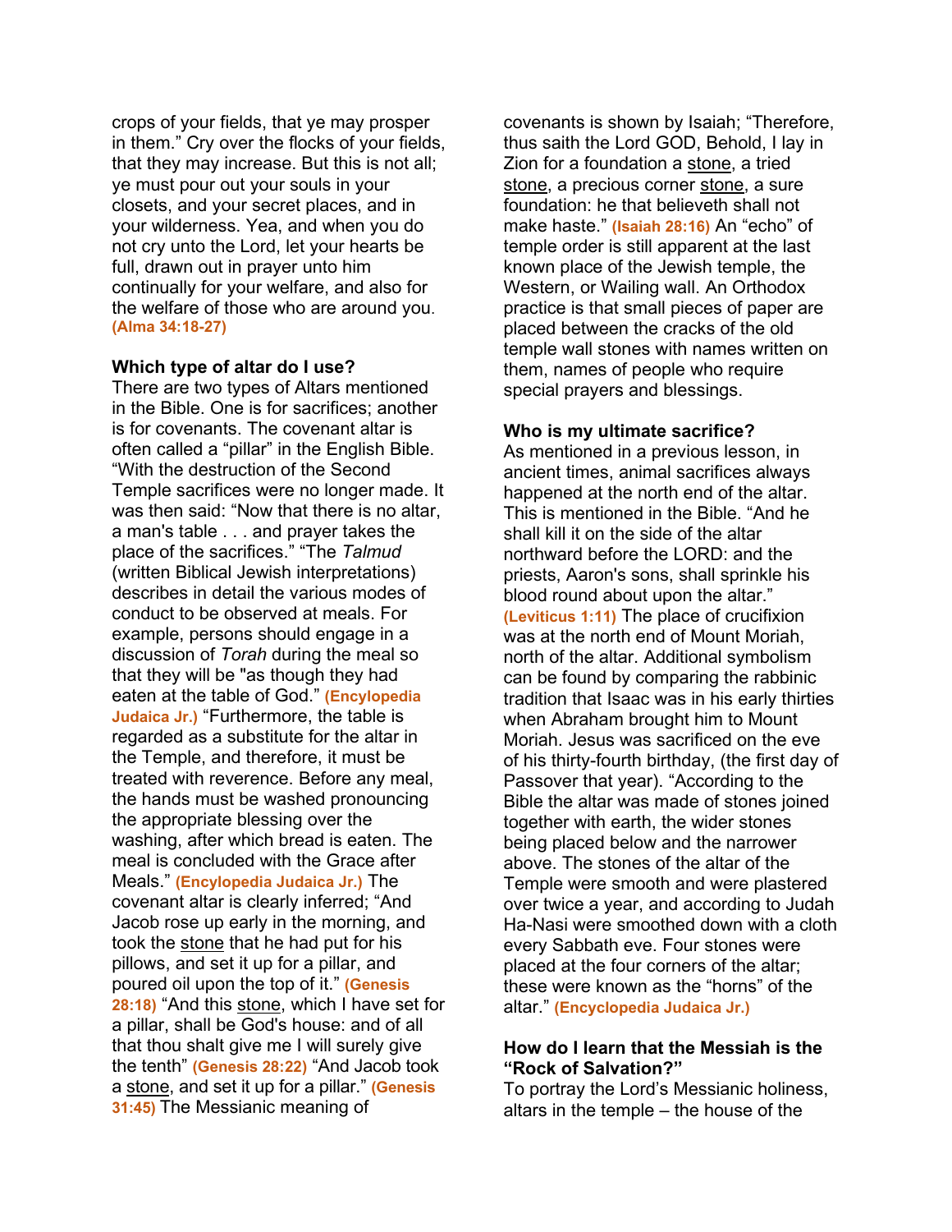crops of your fields, that ye may prosper in them." Cry over the flocks of your fields, that they may increase. But this is not all; ye must pour out your souls in your closets, and your secret places, and in your wilderness. Yea, and when you do not cry unto the Lord, let your hearts be full, drawn out in prayer unto him continually for your welfare, and also for the welfare of those who are around you. **(Alma 34:18-27)**

### Which type of altar do I use?

There are two types of Altars mentioned in the Bible. One is for sacrifices; another is for covenants. The covenant altar is often called a "pillar" in the English Bible. "With the destruction of the Second Temple sacrifices were no longer made. It was then said: "Now that there is no altar, a man's table . . . and prayer takes the place of the sacrifices." "The *Talmud* (written Biblical Jewish interpretations) describes in detail the various modes of conduct to be observed at meals. For example, persons should engage in a discussion of *Torah* during the meal so that they will be "as though they had eaten at the table of God." **(Encyclopedia Judaica Jr.)** "Furthermore, the table is regarded as a substitute for the altar in the Temple, and therefore, it must be treated with reverence. Before any meal, the hands must be washed pronouncing the appropriate blessing over the washing, after which bread is eaten. The meal is concluded with the Grace after Meals." **(Encyclopedia Judaica Jr.)** The covenant altar is clearly inferred; "And Jacob rose up early in the morning, and took the <u>stone</u> that he had put for his pillows, and set it up for a pillar, and poured oil upon the top of it." **(Genesis 28:18)** "And this <u>stone</u>, which I have set for a pillar, shall be God's house: and of all that thou shalt give me I will surely give the tenth" **(Genesis 28:22)** "And Jacob took a <u>stone</u>, and set it up for a pillar." **(Genesis 31:45)** The Messianic meaning of covenants is shown by Isaiah; "Therefore, thus saith the Lord GOD, Behold, I lay in Zion for a foundation a <u>stone</u>, a tried <u>stone</u>, a precious corner <u>stone</u>, a sure foundation: he that believeth shall not make haste." **(Isaiah 28:16)** An "echo" of temple order is still apparent at the last known place of the Jewish temple, the Western, or Wailing wall. An Orthodox practice is that small pieces of paper are placed between the cracks of the old temple wall stones with names written on them, names of people who require special prayers and blessings.

### Who is my ultimate sacrifice?

As mentioned in a previous lesson, in ancient times, animal sacrifices always happened at the north end of the altar. This is mentioned in the Bible. "And he shall kill it on the side of the altar northward before the LORD: and the priests, Aaron's sons, shall sprinkle his blood round about upon the altar." **(Leviticus 1:11)** The place of crucifixion was at the north end of Mount Moriah, north of the altar. Additional symbolism can be found by comparing the rabbinic tradition that Isaac was in his early thirties when Abraham brought him to Mount Moriah. Jesus was sacrificed on the eve of his thirty-fourth birthday, (the first day of Passover that year). "According to the Bible the altar was made of stones joined together with earth, the wider stones being placed below and the narrower above. The stones of the altar of the Temple were smooth and were plastered over twice a year, and according to Judah Ha-Nasi were smoothed down with a cloth every Sabbath eve. Four stones were placed at the four corners of the altar; these were known as the "horns" of the altar." **(Encyclopedia Judaica Jr.)**

### How do I learn that the Messiah is the "Rock of Salvation?"

To portray the Lord's Messianic holiness, altars in the temple – the house of the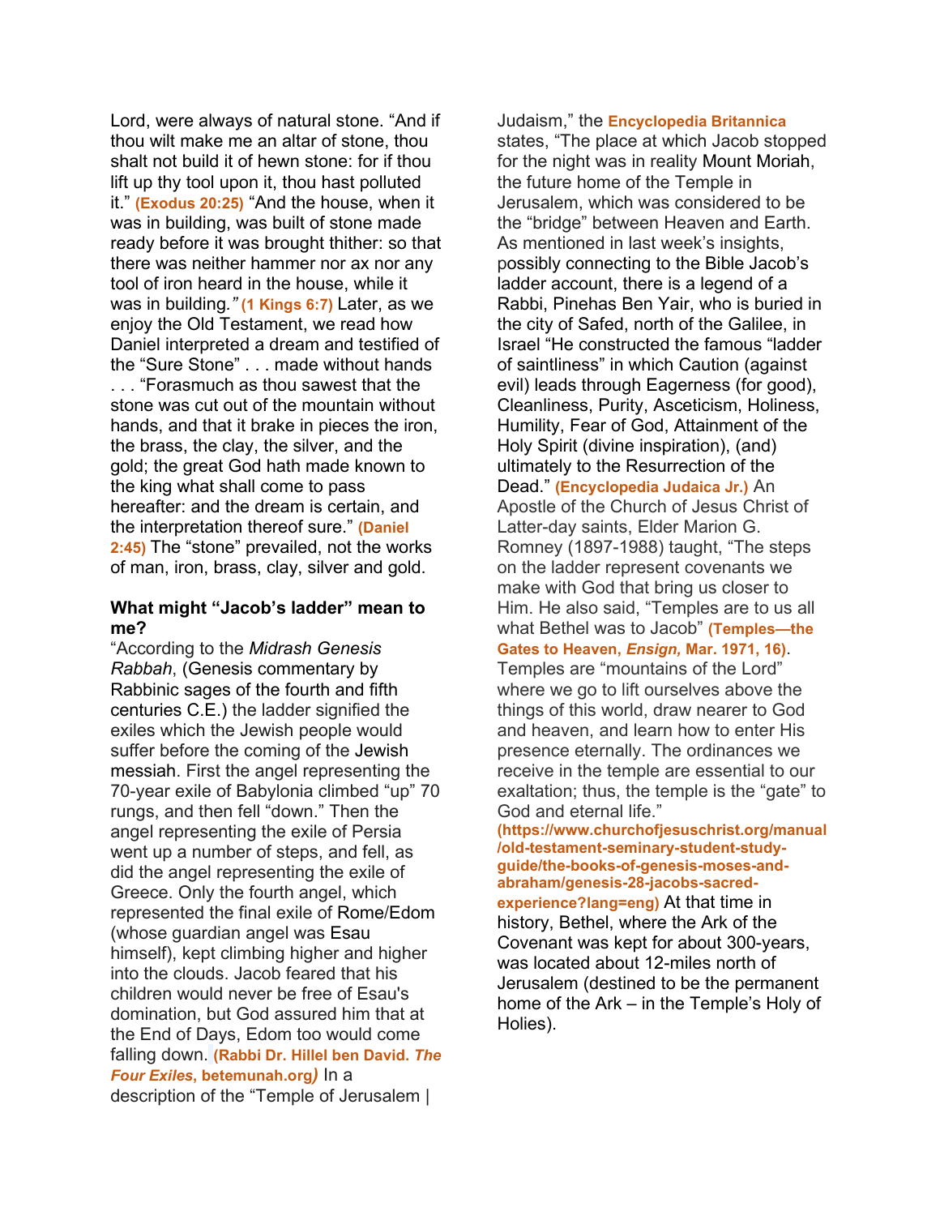Lord, were always of natural stone. "And if thou wilt make me an altar of stone, thou shalt not build it of hewn stone: for if thou lift up thy tool upon it, thou hast polluted it." **(Exodus 20:25)** "And the house, when it was in building, was built of stone made ready before it was brought thither: so that there was neither hammer nor ax nor any tool of iron heard in the house, while it was in building.*"* **(1 Kings 6:7)** Later, as we enjoy the Old Testament, we read how Daniel interpreted a dream and testified of the "Sure Stone" . . . made without hands . . . "Forasmuch as thou sawest that the stone was cut out of the mountain without hands, and that it brake in pieces the iron, the brass, the clay, the silver, and the gold; the great God hath made known to the king what shall come to pass hereafter: and the dream is certain, and the interpretation thereof sure." **(Daniel 2:45)** The "stone" prevailed, not the works of man, iron, brass, clay, silver and gold.

**What might "Jacob's ladder" mean to me?**

"According to the *Midrash Genesis Rabbah*, (Genesis commentary by Rabbinic sages of the fourth and fifth centuries C.E.) the ladder signified the exiles which the Jewish people would suffer before the coming of the Jewish messiah. First the angel representing the 70-year exile of Babylonia climbed "up" 70 rungs, and then fell "down." Then the angel representing the exile of Persia went up a number of steps, and fell, as did the angel representing the exile of Greece. Only the fourth angel, which represented the final exile of Rome/Edom (whose guardian angel was Esau himself), kept climbing higher and higher into the clouds. Jacob feared that his children would never be free of Esau's domination, but God assured him that at the End of Days, Edom too would come falling down. **(Rabbi Dr. Hillel ben David. *The Four Exiles*, betemunah.org*)*** In a description of the "Temple of Jerusalem | Judaism," the **Encyclopedia Britannica** states, "The place at which Jacob stopped for the night was in reality Mount Moriah, the future home of the Temple in Jerusalem, which was considered to be the "bridge" between Heaven and Earth. As mentioned in last week's insights, possibly connecting to the Bible Jacob's ladder account, there is a legend of a Rabbi, Pinehas Ben Yair, who is buried in the city of Safed, north of the Galilee, in Israel "He constructed the famous "ladder of saintliness" in which Caution (against evil) leads through Eagerness (for good), Cleanliness, Purity, Asceticism, Holiness, Humility, Fear of God, Attainment of the Holy Spirit (divine inspiration), (and) ultimately to the Resurrection of the Dead." **(Encyclopedia Judaica Jr.)** An Apostle of the Church of Jesus Christ of Latter-day saints, Elder Marion G. Romney (1897-1988) taught, "The steps on the ladder represent covenants we make with God that bring us closer to Him. He also said, "Temples are to us all what Bethel was to Jacob" **(Temples—the Gates to Heaven, *Ensign,* Mar. 1971, 16)**. Temples are "mountains of the Lord" where we go to lift ourselves above the things of this world, draw nearer to God and heaven, and learn how to enter His presence eternally. The ordinances we receive in the temple are essential to our exaltation; thus, the temple is the "gate" to God and eternal life." **(https://www.churchofjesuschrist.org/manual/old-testament-seminary-student-study-guide/the-books-of-genesis-moses-and-abraham/genesis-28-jacobs-sacred-experience?lang=eng)** At that time in history, Bethel, where the Ark of the Covenant was kept for about 300-years, was located about 12-miles north of Jerusalem (destined to be the permanent home of the Ark – in the Temple's Holy of Holies).